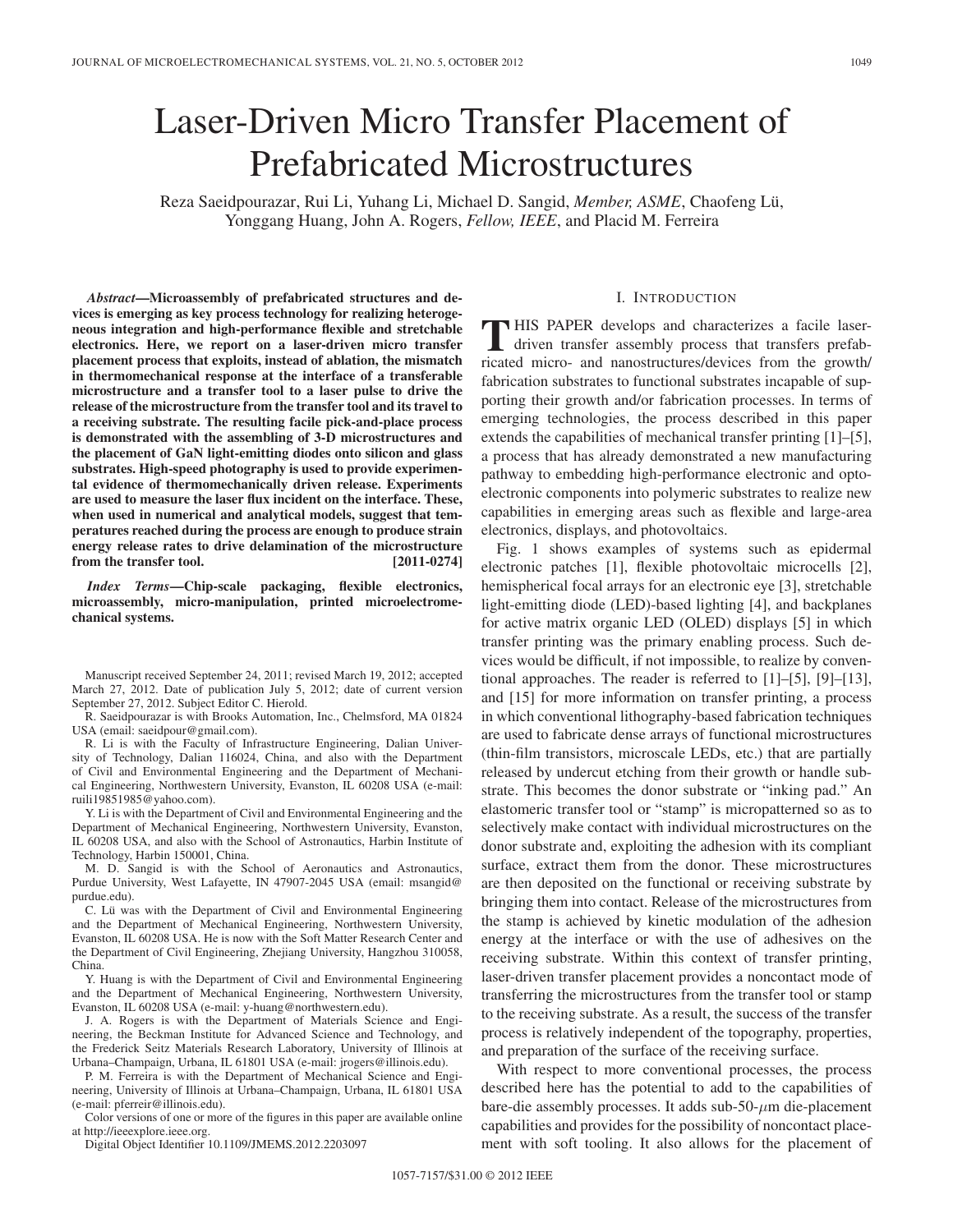# Laser-Driven Micro Transfer Placement of Prefabricated Microstructures

Reza Saeidpourazar, Rui Li, Yuhang Li, Michael D. Sangid, *Member, ASME*, Chaofeng Lü, Yonggang Huang, John A. Rogers, *Fellow, IEEE*, and Placid M. Ferreira

***Abstract*—Microassembly of prefabricated structures and devices is emerging as key process technology for realizing heterogeneous integration and high-performance flexible and stretchable electronics. Here, we report on a laser-driven micro transfer placement process that exploits, instead of ablation, the mismatch in thermomechanical response at the interface of a transferable microstructure and a transfer tool to a laser pulse to drive the release of the microstructure from the transfer tool and its travel to a receiving substrate. The resulting facile pick-and-place process is demonstrated with the assembling of 3-D microstructures and the placement of GaN light-emitting diodes onto silicon and glass substrates. High-speed photography is used to provide experimental evidence of thermomechanically driven release. Experiments are used to measure the laser flux incident on the interface. These, when used in numerical and analytical models, suggest that temperatures reached during the process are enough to produce strain energy release rates to drive delamination of the microstructure from the transfer tool. [2011-0274]**

***Index Terms*—Chip-scale packaging, flexible electronics, microassembly, micro-manipulation, printed microelectromechanical systems.**

Manuscript received September 24, 2011; revised March 19, 2012; accepted March 27, 2012. Date of publication July 5, 2012; date of current version September 27, 2012. Subject Editor C. Hierold.

R. Saeidpourazar is with Brooks Automation, Inc., Chelmsford, MA 01824 USA (email: saeidpour@gmail.com).

R. Li is with the Faculty of Infrastructure Engineering, Dalian University of Technology, Dalian 116024, China, and also with the Department of Civil and Environmental Engineering and the Department of Mechanical Engineering, Northwestern University, Evanston, IL 60208 USA (e-mail: ruili19851985@yahoo.com).

Y. Li is with the Department of Civil and Environmental Engineering and the Department of Mechanical Engineering, Northwestern University, Evanston, IL 60208 USA, and also with the School of Astronautics, Harbin Institute of Technology, Harbin 150001, China.

M. D. Sangid is with the School of Aeronautics and Astronautics, Purdue University, West Lafayette, IN 47907-2045 USA (email: msangid@purdue.edu).

C. Lü was with the Department of Civil and Environmental Engineering and the Department of Mechanical Engineering, Northwestern University, Evanston, IL 60208 USA. He is now with the Soft Matter Research Center and the Department of Civil Engineering, Zhejiang University, Hangzhou 310058, China.

Y. Huang is with the Department of Civil and Environmental Engineering and the Department of Mechanical Engineering, Northwestern University, Evanston, IL 60208 USA (e-mail: y-huang@northwestern.edu).

J. A. Rogers is with the Department of Materials Science and Engineering, the Beckman Institute for Advanced Science and Technology, and the Frederick Seitz Materials Research Laboratory, University of Illinois at Urbana–Champaign, Urbana, IL 61801 USA (e-mail: jrogers@illinois.edu).

P. M. Ferreira is with the Department of Mechanical Science and Engineering, University of Illinois at Urbana–Champaign, Urbana, IL 61801 USA (e-mail: pferreir@illinois.edu).

Color versions of one or more of the figures in this paper are available online at http://ieeexplore.ieee.org.

Digital Object Identifier 10.1109/JMEMS.2012.2203097

## I. Introduction

THIS PAPER develops and characterizes a facile laser-driven transfer assembly process that transfers prefabricated micro- and nanostructures/devices from the growth/fabrication substrates to functional substrates incapable of supporting their growth and/or fabrication processes. In terms of emerging technologies, the process described in this paper extends the capabilities of mechanical transfer printing [1]–[5], a process that has already demonstrated a new manufacturing pathway to embedding high-performance electronic and optoelectronic components into polymeric substrates to realize new capabilities in emerging areas such as flexible and large-area electronics, displays, and photovoltaics.

Fig. 1 shows examples of systems such as epidermal electronic patches [1], flexible photovoltaic microcells [2], hemispherical focal arrays for an electronic eye [3], stretchable light-emitting diode (LED)-based lighting [4], and backplanes for active matrix organic LED (OLED) displays [5] in which transfer printing was the primary enabling process. Such devices would be difficult, if not impossible, to realize by conventional approaches. The reader is referred to [1]–[5], [9]–[13], and [15] for more information on transfer printing, a process in which conventional lithography-based fabrication techniques are used to fabricate dense arrays of functional microstructures (thin-film transistors, microscale LEDs, etc.) that are partially released by undercut etching from their growth or handle substrate. This becomes the donor substrate or "inking pad." An elastomeric transfer tool or "stamp" is micropatterned so as to selectively make contact with individual microstructures on the donor substrate and, exploiting the adhesion with its compliant surface, extract them from the donor. These microstructures are then deposited on the functional or receiving substrate by bringing them into contact. Release of the microstructures from the stamp is achieved by kinetic modulation of the adhesion energy at the interface or with the use of adhesives on the receiving substrate. Within this context of transfer printing, laser-driven transfer placement provides a noncontact mode of transferring the microstructures from the transfer tool or stamp to the receiving substrate. As a result, the success of the transfer process is relatively independent of the topography, properties, and preparation of the surface of the receiving surface.

With respect to more conventional processes, the process described here has the potential to add to the capabilities of bare-die assembly processes. It adds sub-50-$\mu$m die-placement capabilities and provides for the possibility of noncontact placement with soft tooling. It also allows for the placement of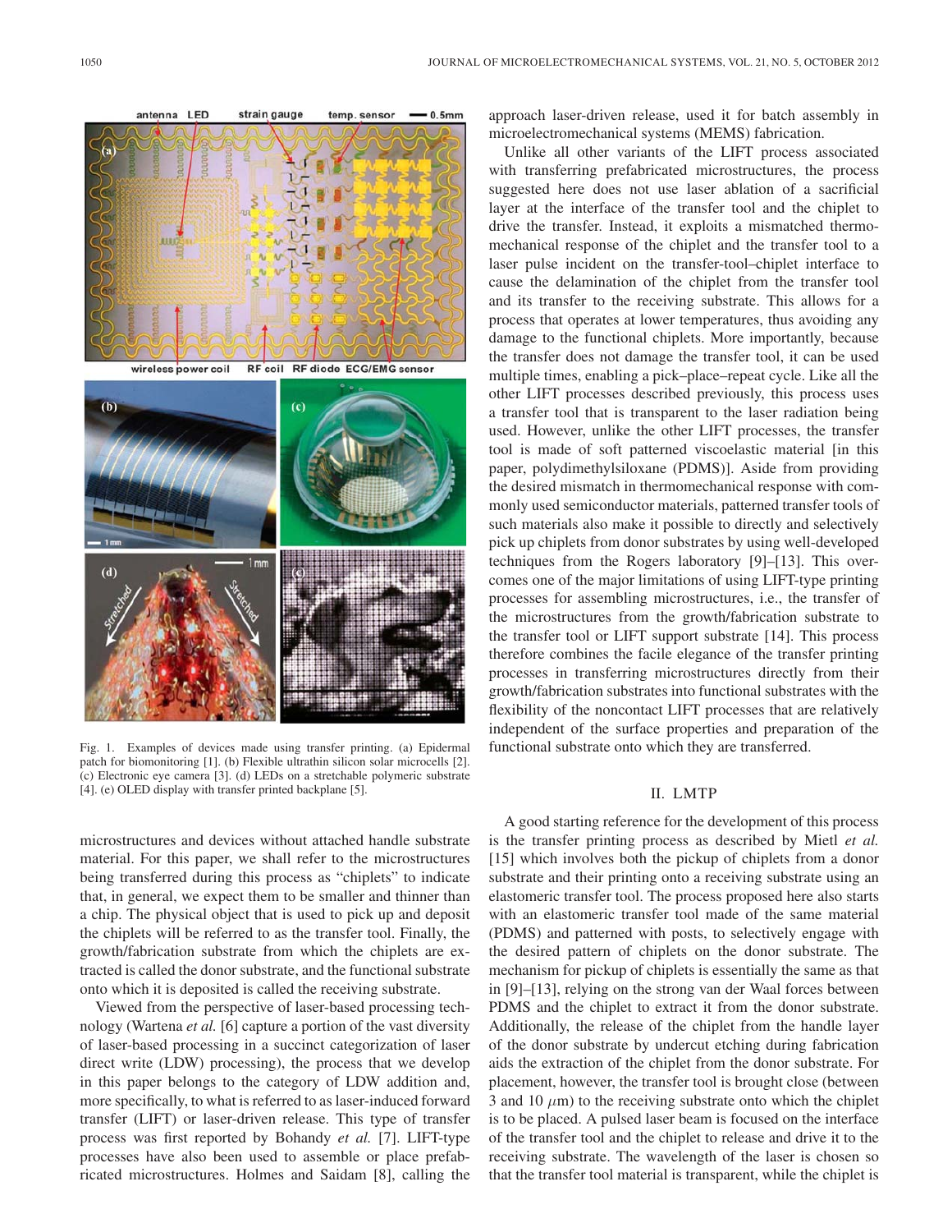Fig. 1. Examples of devices made using transfer printing. (a) Epidermal patch for biomonitoring [1]. (b) Flexible ultrathin silicon solar microcells [2]. (c) Electronic eye camera [3]. (d) LEDs on a stretchable polymeric substrate [4]. (e) OLED display with transfer printed backplane [5].

microstructures and devices without attached handle substrate material. For this paper, we shall refer to the microstructures being transferred during this process as "chiplets" to indicate that, in general, we expect them to be smaller and thinner than a chip. The physical object that is used to pick up and deposit the chiplets will be referred to as the transfer tool. Finally, the growth/fabrication substrate from which the chiplets are extracted is called the donor substrate, and the functional substrate onto which it is deposited is called the receiving substrate.

Viewed from the perspective of laser-based processing technology (Wartena *et al.* [6] capture a portion of the vast diversity of laser-based processing in a succinct categorization of laser direct write (LDW) processing), the process that we develop in this paper belongs to the category of LDW addition and, more specifically, to what is referred to as laser-induced forward transfer (LIFT) or laser-driven release. This type of transfer process was first reported by Bohandy *et al.* [7]. LIFT-type processes have also been used to assemble or place prefabricated microstructures. Holmes and Saidam [8], calling the approach laser-driven release, used it for batch assembly in microelectromechanical systems (MEMS) fabrication.

Unlike all other variants of the LIFT process associated with transferring prefabricated microstructures, the process suggested here does not use laser ablation of a sacrificial layer at the interface of the transfer tool and the chiplet to drive the transfer. Instead, it exploits a mismatched thermomechanical response of the chiplet and the transfer tool to a laser pulse incident on the transfer-tool–chiplet interface to cause the delamination of the chiplet from the transfer tool and its transfer to the receiving substrate. This allows for a process that operates at lower temperatures, thus avoiding any damage to the functional chiplets. More importantly, because the transfer does not damage the transfer tool, it can be used multiple times, enabling a pick–place–repeat cycle. Like all the other LIFT processes described previously, this process uses a transfer tool that is transparent to the laser radiation being used. However, unlike the other LIFT processes, the transfer tool is made of soft patterned viscoelastic material [in this paper, polydimethylsiloxane (PDMS)]. Aside from providing the desired mismatch in thermomechanical response with commonly used semiconductor materials, patterned transfer tools of such materials also make it possible to directly and selectively pick up chiplets from donor substrates by using well-developed techniques from the Rogers laboratory [9]–[13]. This overcomes one of the major limitations of using LIFT-type printing processes for assembling microstructures, i.e., the transfer of the microstructures from the growth/fabrication substrate to the transfer tool or LIFT support substrate [14]. This process therefore combines the facile elegance of the transfer printing processes in transferring microstructures directly from their growth/fabrication substrates into functional substrates with the flexibility of the noncontact LIFT processes that are relatively independent of the surface properties and preparation of the functional substrate onto which they are transferred.

## II. LMTP

A good starting reference for the development of this process is the transfer printing process as described by Mietl *et al.* [15] which involves both the pickup of chiplets from a donor substrate and their printing onto a receiving substrate using an elastomeric transfer tool. The process proposed here also starts with an elastomeric transfer tool made of the same material (PDMS) and patterned with posts, to selectively engage with the desired pattern of chiplets on the donor substrate. The mechanism for pickup of chiplets is essentially the same as that in [9]–[13], relying on the strong van der Waal forces between PDMS and the chiplet to extract it from the donor substrate. Additionally, the release of the chiplet from the handle layer of the donor substrate by undercut etching during fabrication aids the extraction of the chiplet from the donor substrate. For placement, however, the transfer tool is brought close (between 3 and 10 $\mu$m) to the receiving substrate onto which the chiplet is to be placed. A pulsed laser beam is focused on the interface of the transfer tool and the chiplet to release and drive it to the receiving substrate. The wavelength of the laser is chosen so that the transfer tool material is transparent, while the chiplet is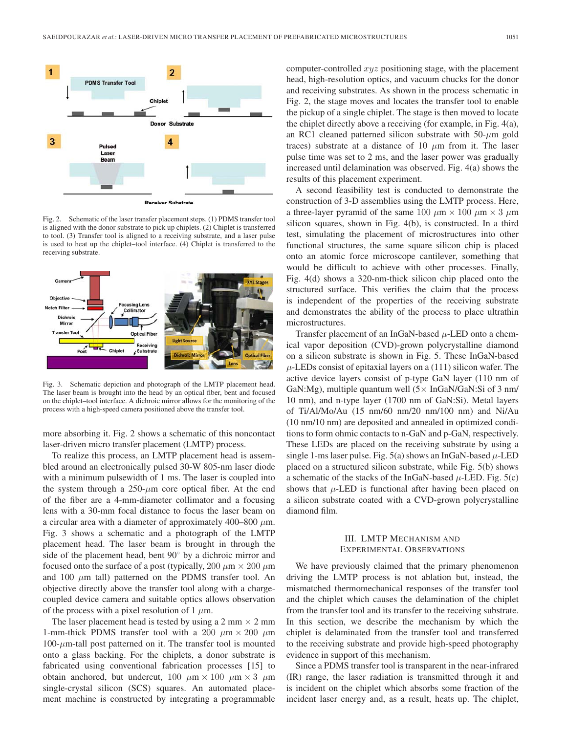Fig. 2. Schematic of the laser transfer placement steps. (1) PDMS transfer tool is aligned with the donor substrate to pick up chiplets. (2) Chiplet is transferred to tool. (3) Transfer tool is aligned to a receiving substrate, and a laser pulse is used to heat up the chiplet–tool interface. (4) Chiplet is transferred to the receiving substrate.

Fig. 3. Schematic depiction and photograph of the LMTP placement head. The laser beam is brought into the head by an optical fiber, bent and focused on the chiplet–tool interface. A dichroic mirror allows for the monitoring of the process with a high-speed camera positioned above the transfer tool.

more absorbing it. Fig. 2 shows a schematic of this noncontact laser-driven micro transfer placement (LMTP) process.

To realize this process, an LMTP placement head is assembled around an electronically pulsed 30-W 805-nm laser diode with a minimum pulsewidth of 1 ms. The laser is coupled into the system through a 250-$\mu$m core optical fiber. At the end of the fiber are a 4-mm-diameter collimator and a focusing lens with a 30-mm focal distance to focus the laser beam on a circular area with a diameter of approximately 400–800 $\mu$m. Fig. 3 shows a schematic and a photograph of the LMTP placement head. The laser beam is brought in through the side of the placement head, bent 90° by a dichroic mirror and focused onto the surface of a post (typically, 200 $\mu$m × 200 $\mu$m and 100 $\mu$m tall) patterned on the PDMS transfer tool. An objective directly above the transfer tool along with a charge-coupled device camera and suitable optics allows observation of the process with a pixel resolution of 1 $\mu$m.

The laser placement head is tested by using a 2 mm × 2 mm 1-mm-thick PDMS transfer tool with a 200 $\mu$m × 200 $\mu$m 100-$\mu$m-tall post patterned on it. The transfer tool is mounted onto a glass backing. For the chiplets, a donor substrate is fabricated using conventional fabrication processes [15] to obtain anchored, but undercut, 100 $\mu$m × 100 $\mu$m × 3 $\mu$m single-crystal silicon (SCS) squares. An automated placement machine is constructed by integrating a programmable computer-controlled $xyz$ positioning stage, with the placement head, high-resolution optics, and vacuum chucks for the donor and receiving substrates. As shown in the process schematic in Fig. 2, the stage moves and locates the transfer tool to enable the pickup of a single chiplet. The stage is then moved to locate the chiplet directly above a receiving (for example, in Fig. 4(a), an RC1 cleaned patterned silicon substrate with 50-$\mu$m gold traces) substrate at a distance of 10 $\mu$m from it. The laser pulse time was set to 2 ms, and the laser power was gradually increased until delamination was observed. Fig. 4(a) shows the results of this placement experiment.

A second feasibility test is conducted to demonstrate the construction of 3-D assemblies using the LMTP process. Here, a three-layer pyramid of the same 100 $\mu$m × 100 $\mu$m × 3 $\mu$m silicon squares, shown in Fig. 4(b), is constructed. In a third test, simulating the placement of microstructures into other functional structures, the same square silicon chip is placed onto an atomic force microscope cantilever, something that would be difficult to achieve with other processes. Finally, Fig. 4(d) shows a 320-nm-thick silicon chip placed onto the structured surface. This verifies the claim that the process is independent of the properties of the receiving substrate and demonstrates the ability of the process to place ultrathin microstructures.

Transfer placement of an InGaN-based $\mu$-LED onto a chemical vapor deposition (CVD)-grown polycrystalline diamond on a silicon substrate is shown in Fig. 5. These InGaN-based $\mu$-LEDs consist of epitaxial layers on a (111) silicon wafer. The active device layers consist of p-type GaN layer (110 nm of GaN:Mg), multiple quantum well (5× InGaN/GaN:Si of 3 nm/10 nm), and n-type layer (1700 nm of GaN:Si). Metal layers of Ti/Al/Mo/Au (15 nm/60 nm/20 nm/100 nm) and Ni/Au (10 nm/10 nm) are deposited and annealed in optimized conditions to form ohmic contacts to n-GaN and p-GaN, respectively. These LEDs are placed on the receiving substrate by using a single 1-ms laser pulse. Fig. 5(a) shows an InGaN-based $\mu$-LED placed on a structured silicon substrate, while Fig. 5(b) shows a schematic of the stacks of the InGaN-based $\mu$-LED. Fig. 5(c) shows that $\mu$-LED is functional after having been placed on a silicon substrate coated with a CVD-grown polycrystalline diamond film.

## III. LMTP Mechanism and Experimental Observations

We have previously claimed that the primary phenomenon driving the LMTP process is not ablation but, instead, the mismatched thermomechanical responses of the transfer tool and the chiplet which causes the delamination of the chiplet from the transfer tool and its transfer to the receiving substrate. In this section, we describe the mechanism by which the chiplet is delaminated from the transfer tool and transferred to the receiving substrate and provide high-speed photography evidence in support of this mechanism.

Since a PDMS transfer tool is transparent in the near-infrared (IR) range, the laser radiation is transmitted through it and is incident on the chiplet which absorbs some fraction of the incident laser energy and, as a result, heats up. The chiplet,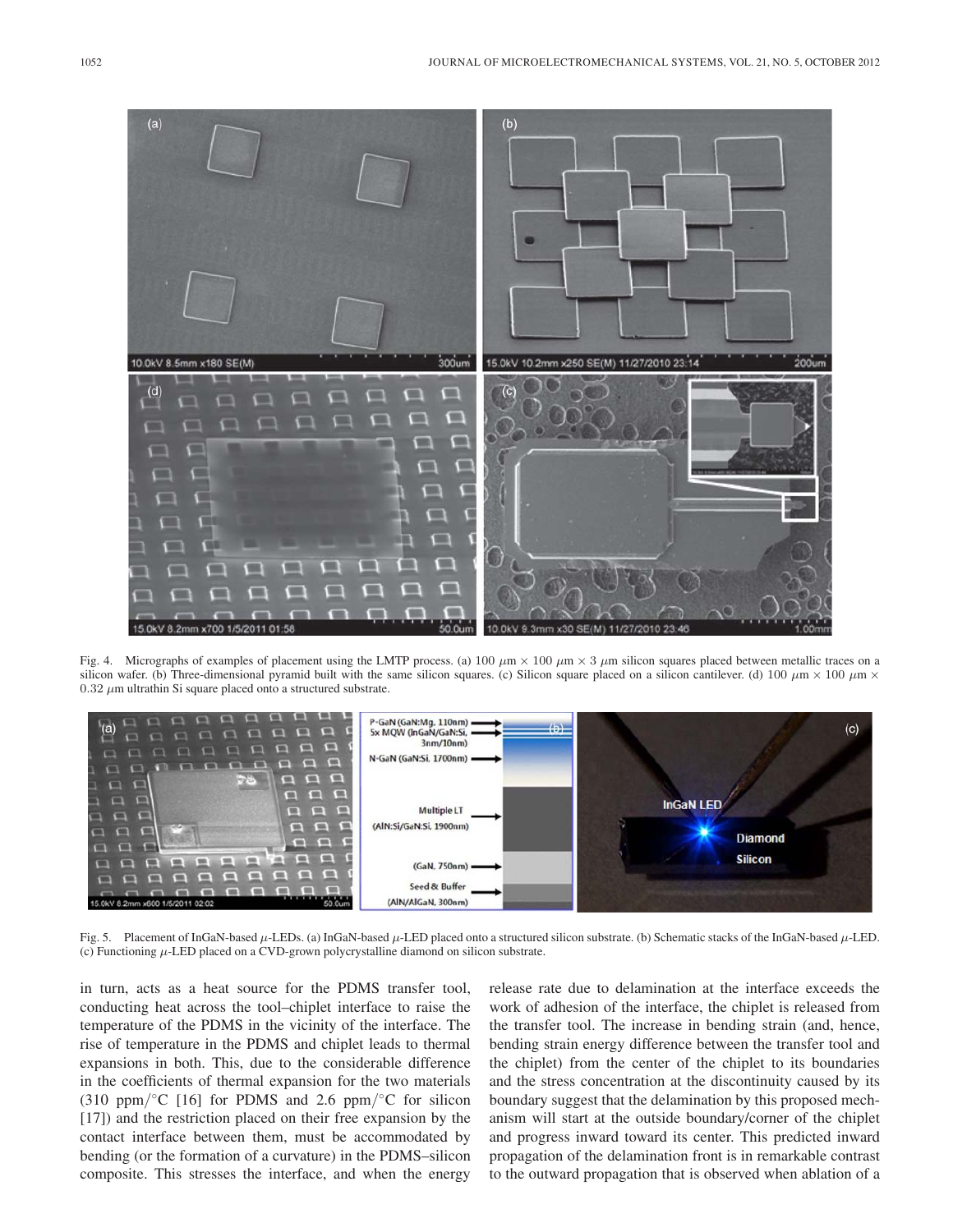Fig. 4. Micrographs of examples of placement using the LMTP process. (a) 100 $\mu$m $\times$ 100 $\mu$m $\times$ 3 $\mu$m silicon squares placed between metallic traces on a silicon wafer. (b) Three-dimensional pyramid built with the same silicon squares. (c) Silicon square placed on a silicon cantilever. (d) 100 $\mu$m $\times$ 100 $\mu$m $\times$ 0.32 $\mu$m ultrathin Si square placed onto a structured substrate.

Fig. 5. Placement of InGaN-based $\mu$-LEDs. (a) InGaN-based $\mu$-LED placed onto a structured silicon substrate. (b) Schematic stacks of the InGaN-based $\mu$-LED. (c) Functioning $\mu$-LED placed on a CVD-grown polycrystalline diamond on silicon substrate.

in turn, acts as a heat source for the PDMS transfer tool, conducting heat across the tool–chiplet interface to raise the temperature of the PDMS in the vicinity of the interface. The rise of temperature in the PDMS and chiplet leads to thermal expansions in both. This, due to the considerable difference in the coefficients of thermal expansion for the two materials (310 ppm/°C [16] for PDMS and 2.6 ppm/°C for silicon [17]) and the restriction placed on their free expansion by the contact interface between them, must be accommodated by bending (or the formation of a curvature) in the PDMS–silicon composite. This stresses the interface, and when the energy release rate due to delamination at the interface exceeds the work of adhesion of the interface, the chiplet is released from the transfer tool. The increase in bending strain (and, hence, bending strain energy difference between the transfer tool and the chiplet) from the center of the chiplet to its boundaries and the stress concentration at the discontinuity caused by its boundary suggest that the delamination by this proposed mechanism will start at the outside boundary/corner of the chiplet and progress inward toward its center. This predicted inward propagation of the delamination front is in remarkable contrast to the outward propagation that is observed when ablation of a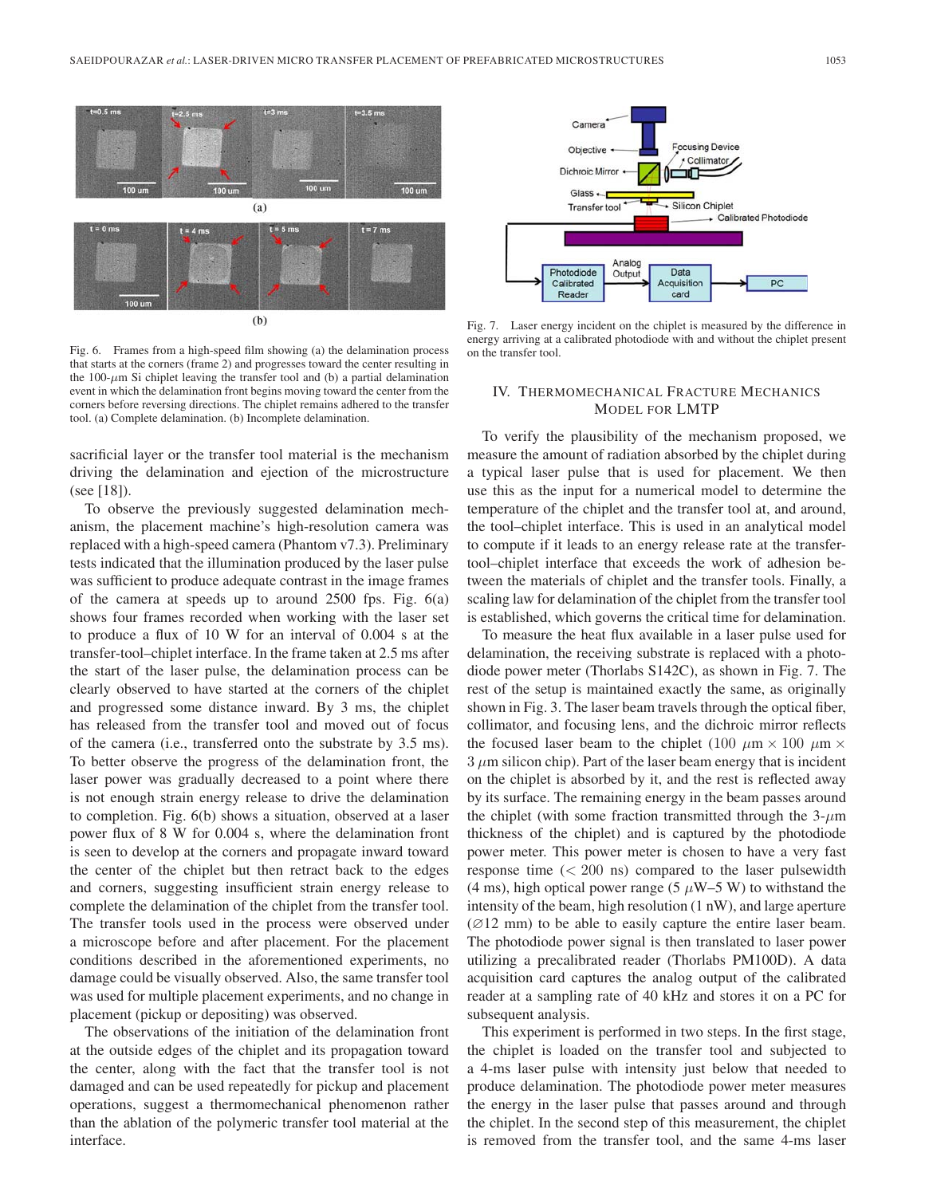Fig. 6. Frames from a high-speed film showing (a) the delamination process that starts at the corners (frame 2) and progresses toward the center resulting in the 100-$\mu$m Si chiplet leaving the transfer tool and (b) a partial delamination event in which the delamination front begins moving toward the center from the corners before reversing directions. The chiplet remains adhered to the transfer tool. (a) Complete delamination. (b) Incomplete delamination.

sacrificial layer or the transfer tool material is the mechanism driving the delamination and ejection of the microstructure (see [18]).

To observe the previously suggested delamination mechanism, the placement machine's high-resolution camera was replaced with a high-speed camera (Phantom v7.3). Preliminary tests indicated that the illumination produced by the laser pulse was sufficient to produce adequate contrast in the image frames of the camera at speeds up to around 2500 fps. Fig. 6(a) shows four frames recorded when working with the laser set to produce a flux of 10 W for an interval of 0.004 s at the transfer-tool–chiplet interface. In the frame taken at 2.5 ms after the start of the laser pulse, the delamination process can be clearly observed to have started at the corners of the chiplet and progressed some distance inward. By 3 ms, the chiplet has released from the transfer tool and moved out of focus of the camera (i.e., transferred onto the substrate by 3.5 ms). To better observe the progress of the delamination front, the laser power was gradually decreased to a point where there is not enough strain energy release to drive the delamination to completion. Fig. 6(b) shows a situation, observed at a laser power flux of 8 W for 0.004 s, where the delamination front is seen to develop at the corners and propagate inward toward the center of the chiplet but then retract back to the edges and corners, suggesting insufficient strain energy release to complete the delamination of the chiplet from the transfer tool. The transfer tools used in the process were observed under a microscope before and after placement. For the placement conditions described in the aforementioned experiments, no damage could be visually observed. Also, the same transfer tool was used for multiple placement experiments, and no change in placement (pickup or depositing) was observed.

The observations of the initiation of the delamination front at the outside edges of the chiplet and its propagation toward the center, along with the fact that the transfer tool is not damaged and can be used repeatedly for pickup and placement operations, suggest a thermomechanical phenomenon rather than the ablation of the polymeric transfer tool material at the interface.

Fig. 7. Laser energy incident on the chiplet is measured by the difference in energy arriving at a calibrated photodiode with and without the chiplet present on the transfer tool.

## IV. Thermomechanical Fracture Mechanics Model for LMTP

To verify the plausibility of the mechanism proposed, we measure the amount of radiation absorbed by the chiplet during a typical laser pulse that is used for placement. We then use this as the input for a numerical model to determine the temperature of the chiplet and the transfer tool at, and around, the tool–chiplet interface. This is used in an analytical model to compute if it leads to an energy release rate at the transfer-tool–chiplet interface that exceeds the work of adhesion between the materials of chiplet and the transfer tools. Finally, a scaling law for delamination of the chiplet from the transfer tool is established, which governs the critical time for delamination.

To measure the heat flux available in a laser pulse used for delamination, the receiving substrate is replaced with a photodiode power meter (Thorlabs S142C), as shown in Fig. 7. The rest of the setup is maintained exactly the same, as originally shown in Fig. 3. The laser beam travels through the optical fiber, collimator, and focusing lens, and the dichroic mirror reflects the focused laser beam to the chiplet (100 $\mu$m $\times$ 100 $\mu$m $\times$ 3 $\mu$m silicon chip). Part of the laser beam energy that is incident on the chiplet is absorbed by it, and the rest is reflected away by its surface. The remaining energy in the beam passes around the chiplet (with some fraction transmitted through the 3-$\mu$m thickness of the chiplet) and is captured by the photodiode power meter. This power meter is chosen to have a very fast response time (< 200 ns) compared to the laser pulsewidth (4 ms), high optical power range (5 $\mu$W–5 W) to withstand the intensity of the beam, high resolution (1 nW), and large aperture (∅12 mm) to be able to easily capture the entire laser beam. The photodiode power signal is then translated to laser power utilizing a precalibrated reader (Thorlabs PM100D). A data acquisition card captures the analog output of the calibrated reader at a sampling rate of 40 kHz and stores it on a PC for subsequent analysis.

This experiment is performed in two steps. In the first stage, the chiplet is loaded on the transfer tool and subjected to a 4-ms laser pulse with intensity just below that needed to produce delamination. The photodiode power meter measures the energy in the laser pulse that passes around and through the chiplet. In the second step of this measurement, the chiplet is removed from the transfer tool, and the same 4-ms laser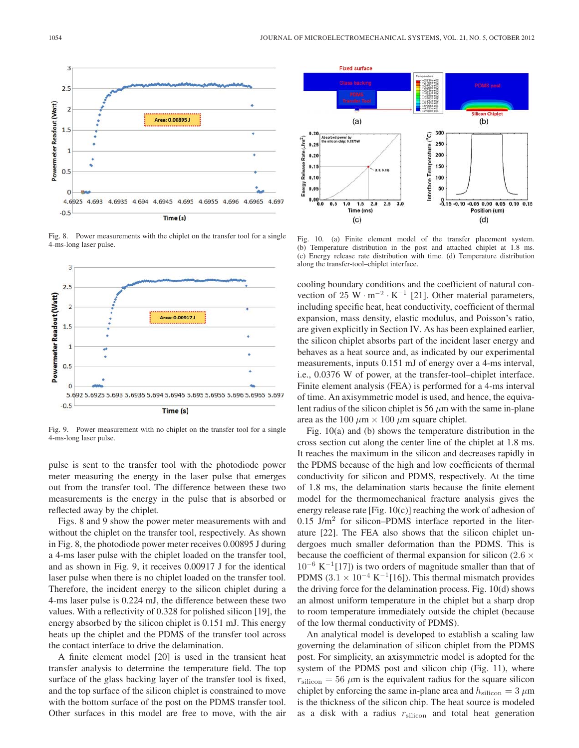Fig. 8. Power measurements with the chiplet on the transfer tool for a single 4-ms-long laser pulse.

Fig. 9. Power measurement with no chiplet on the transfer tool for a single 4-ms-long laser pulse.

pulse is sent to the transfer tool with the photodiode power meter measuring the energy in the laser pulse that emerges out from the transfer tool. The difference between these two measurements is the energy in the pulse that is absorbed or reflected away by the chiplet.

Figs. 8 and 9 show the power meter measurements with and without the chiplet on the transfer tool, respectively. As shown in Fig. 8, the photodiode power meter receives 0.00895 J during a 4-ms laser pulse with the chiplet loaded on the transfer tool, and as shown in Fig. 9, it receives 0.00917 J for the identical laser pulse when there is no chiplet loaded on the transfer tool. Therefore, the incident energy to the silicon chiplet during a 4-ms laser pulse is 0.224 mJ, the difference between these two values. With a reflectivity of 0.328 for polished silicon [19], the energy absorbed by the silicon chiplet is 0.151 mJ. This energy heats up the chiplet and the PDMS of the transfer tool across the contact interface to drive the delamination.

A finite element model [20] is used in the transient heat transfer analysis to determine the temperature field. The top surface of the glass backing layer of the transfer tool is fixed, and the top surface of the silicon chiplet is constrained to move with the bottom surface of the post on the PDMS transfer tool. Other surfaces in this model are free to move, with the air cooling boundary conditions and the coefficient of natural convection of 25 $\mathrm{W \cdot m^{-2} \cdot K^{-1}}$ [21]. Other material parameters, including specific heat, heat conductivity, coefficient of thermal expansion, mass density, elastic modulus, and Poisson's ratio, are given explicitly in Section IV. As has been explained earlier, the silicon chiplet absorbs part of the incident laser energy and behaves as a heat source and, as indicated by our experimental measurements, inputs 0.151 mJ of energy over a 4-ms interval, i.e., 0.0376 W of power, at the transfer-tool–chiplet interface. Finite element analysis (FEA) is performed for a 4-ms interval of time. An axisymmetric model is used, and hence, the equivalent radius of the silicon chiplet is 56 $\mu$m with the same in-plane area as the 100 $\mu$m $\times$ 100 $\mu$m square chiplet.

Fig. 10. (a) Finite element model of the transfer placement system. (b) Temperature distribution in the post and attached chiplet at 1.8 ms. (c) Energy release rate distribution with time. (d) Temperature distribution along the transfer-tool–chiplet interface.

Fig. 10(a) and (b) shows the temperature distribution in the cross section cut along the center line of the chiplet at 1.8 ms. It reaches the maximum in the silicon and decreases rapidly in the PDMS because of the high and low coefficients of thermal conductivity for silicon and PDMS, respectively. At the time of 1.8 ms, the delamination starts because the finite element model for the thermomechanical fracture analysis gives the energy release rate [Fig. 10(c)] reaching the work of adhesion of 0.15 $\mathrm{J/m^2}$ for silicon–PDMS interface reported in the literature [22]. The FEA also shows that the silicon chiplet undergoes much smaller deformation than the PDMS. This is because the coefficient of thermal expansion for silicon ($2.6 \times 10^{-6}\ \mathrm{K^{-1}}$[17]) is two orders of magnitude smaller than that of PDMS ($3.1 \times 10^{-4}\ \mathrm{K^{-1}}$[16]). This thermal mismatch provides the driving force for the delamination process. Fig. 10(d) shows an almost uniform temperature in the chiplet but a sharp drop to room temperature immediately outside the chiplet (because of the low thermal conductivity of PDMS).

An analytical model is developed to establish a scaling law governing the delamination of silicon chiplet from the PDMS post. For simplicity, an axisymmetric model is adopted for the system of the PDMS post and silicon chip (Fig. 11), where $r_{\mathrm{silicon}} = 56\ \mu$m is the equivalent radius for the square silicon chiplet by enforcing the same in-plane area and $h_{\mathrm{silicon}} = 3\ \mu$m is the thickness of the silicon chip. The heat source is modeled as a disk with a radius $r_{\mathrm{silicon}}$ and total heat generation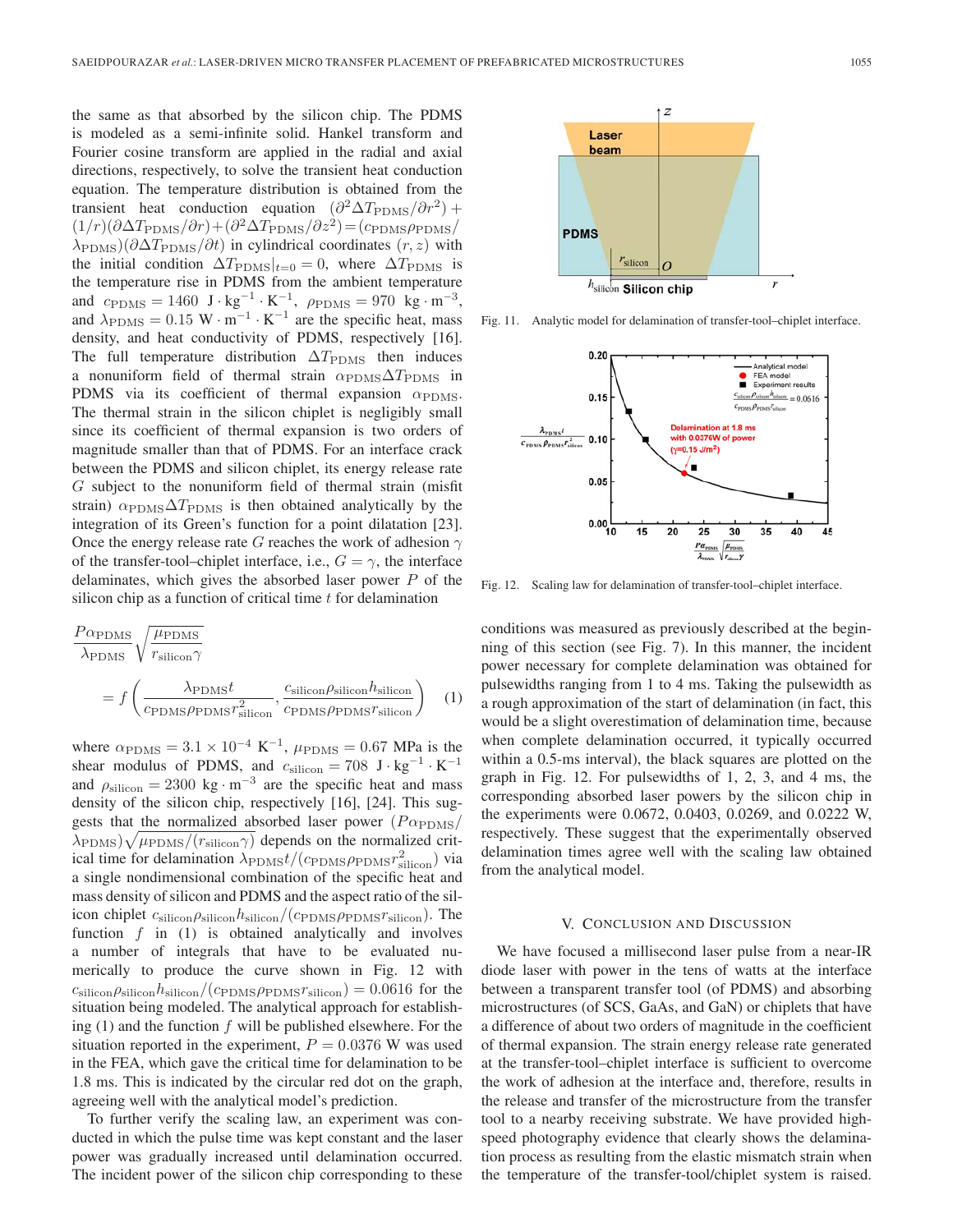the same as that absorbed by the silicon chip. The PDMS is modeled as a semi-infinite solid. Hankel transform and Fourier cosine transform are applied in the radial and axial directions, respectively, to solve the transient heat conduction equation. The temperature distribution is obtained from the transient heat conduction equation $(\partial^2 \Delta T_{\mathrm{PDMS}}/\partial r^2) + (1/r)(\partial \Delta T_{\mathrm{PDMS}}/\partial r) + (\partial^2 \Delta T_{\mathrm{PDMS}}/\partial z^2) = (c_{\mathrm{PDMS}}\rho_{\mathrm{PDMS}}/\lambda_{\mathrm{PDMS}})(\partial \Delta T_{\mathrm{PDMS}}/\partial t)$ in cylindrical coordinates $(r, z)$ with the initial condition $\Delta T_{\mathrm{PDMS}}|_{t=0} = 0$, where $\Delta T_{\mathrm{PDMS}}$ is the temperature rise in PDMS from the ambient temperature and $c_{\mathrm{PDMS}} = 1460\ \mathrm{J \cdot kg^{-1} \cdot K^{-1}}$, $\rho_{\mathrm{PDMS}} = 970\ \mathrm{kg \cdot m^{-3}}$, and $\lambda_{\mathrm{PDMS}} = 0.15\ \mathrm{W \cdot m^{-1} \cdot K^{-1}}$ are the specific heat, mass density, and heat conductivity of PDMS, respectively [16]. The full temperature distribution $\Delta T_{\mathrm{PDMS}}$ then induces a nonuniform field of thermal strain $\alpha_{\mathrm{PDMS}}\Delta T_{\mathrm{PDMS}}$ in PDMS via its coefficient of thermal expansion $\alpha_{\mathrm{PDMS}}$. The thermal strain in the silicon chiplet is negligibly small since its coefficient of thermal expansion is two orders of magnitude smaller than that of PDMS. For an interface crack between the PDMS and silicon chiplet, its energy release rate $G$ subject to the nonuniform field of thermal strain (misfit strain) $\alpha_{\mathrm{PDMS}}\Delta T_{\mathrm{PDMS}}$ is then obtained analytically by the integration of its Green's function for a point dilatation [23]. Once the energy release rate $G$ reaches the work of adhesion $\gamma$ of the transfer-tool–chiplet interface, i.e., $G = \gamma$, the interface delaminates, which gives the absorbed laser power $P$ of the silicon chip as a function of critical time $t$ for delamination

$$\frac{P\alpha_{\mathrm{PDMS}}}{\lambda_{\mathrm{PDMS}}}\sqrt{\frac{\mu_{\mathrm{PDMS}}}{r_{\mathrm{silicon}}\gamma}} = f\left(\frac{\lambda_{\mathrm{PDMS}}t}{c_{\mathrm{PDMS}}\rho_{\mathrm{PDMS}}r_{\mathrm{silicon}}^2}, \frac{c_{\mathrm{silicon}}\rho_{\mathrm{silicon}}h_{\mathrm{silicon}}}{c_{\mathrm{PDMS}}\rho_{\mathrm{PDMS}}r_{\mathrm{silicon}}}\right) \quad (1)$$

where $\alpha_{\mathrm{PDMS}} = 3.1 \times 10^{-4}\ \mathrm{K^{-1}}$, $\mu_{\mathrm{PDMS}} = 0.67$ MPa is the shear modulus of PDMS, and $c_{\mathrm{silicon}} = 708\ \mathrm{J \cdot kg^{-1} \cdot K^{-1}}$ and $\rho_{\mathrm{silicon}} = 2300\ \mathrm{kg \cdot m^{-3}}$ are the specific heat and mass density of the silicon chip, respectively [16], [24]. This suggests that the normalized absorbed laser power $(P\alpha_{\mathrm{PDMS}}/\lambda_{\mathrm{PDMS}})\sqrt{\mu_{\mathrm{PDMS}}/(r_{\mathrm{silicon}}\gamma)}$ depends on the normalized critical time for delamination $\lambda_{\mathrm{PDMS}}t/(c_{\mathrm{PDMS}}\rho_{\mathrm{PDMS}}r_{\mathrm{silicon}}^2)$ via a single nondimensional combination of the specific heat and mass density of silicon and PDMS and the aspect ratio of the silicon chiplet $c_{\mathrm{silicon}}\rho_{\mathrm{silicon}}h_{\mathrm{silicon}}/(c_{\mathrm{PDMS}}\rho_{\mathrm{PDMS}}r_{\mathrm{silicon}})$. The function $f$ in (1) is obtained analytically and involves a number of integrals that have to be evaluated numerically to produce the curve shown in Fig. 12 with $c_{\mathrm{silicon}}\rho_{\mathrm{silicon}}h_{\mathrm{silicon}}/(c_{\mathrm{PDMS}}\rho_{\mathrm{PDMS}}r_{\mathrm{silicon}}) = 0.0616$ for the situation being modeled. The analytical approach for establishing (1) and the function $f$ will be published elsewhere. For the situation reported in the experiment, $P = 0.0376$ W was used in the FEA, which gave the critical time for delamination to be 1.8 ms. This is indicated by the circular red dot on the graph, agreeing well with the analytical model's prediction.

To further verify the scaling law, an experiment was conducted in which the pulse time was kept constant and the laser power was gradually increased until delamination occurred. The incident power of the silicon chip corresponding to these conditions was measured as previously described at the beginning of this section (see Fig. 7). In this manner, the incident power necessary for complete delamination was obtained for pulsewidths ranging from 1 to 4 ms. Taking the pulsewidth as a rough approximation of the start of delamination (in fact, this would be a slight overestimation of delamination time, because when complete delamination occurred, it typically occurred within a 0.5-ms interval), the black squares are plotted on the graph in Fig. 12. For pulsewidths of 1, 2, 3, and 4 ms, the corresponding absorbed laser powers by the silicon chip in the experiments were 0.0672, 0.0403, 0.0269, and 0.0222 W, respectively. These suggest that the experimentally observed delamination times agree well with the scaling law obtained from the analytical model.

Fig. 11. Analytic model for delamination of transfer-tool–chiplet interface.

Fig. 12. Scaling law for delamination of transfer-tool–chiplet interface.

## V. Conclusion and Discussion

We have focused a millisecond laser pulse from a near-IR diode laser with power in the tens of watts at the interface between a transparent transfer tool (of PDMS) and absorbing microstructures (of SCS, GaAs, and GaN) or chiplets that have a difference of about two orders of magnitude in the coefficient of thermal expansion. The strain energy release rate generated at the transfer-tool–chiplet interface is sufficient to overcome the work of adhesion at the interface and, therefore, results in the release and transfer of the microstructure from the transfer tool to a nearby receiving substrate. We have provided high-speed photography evidence that clearly shows the delamination process as resulting from the elastic mismatch strain when the temperature of the transfer-tool/chiplet system is raised.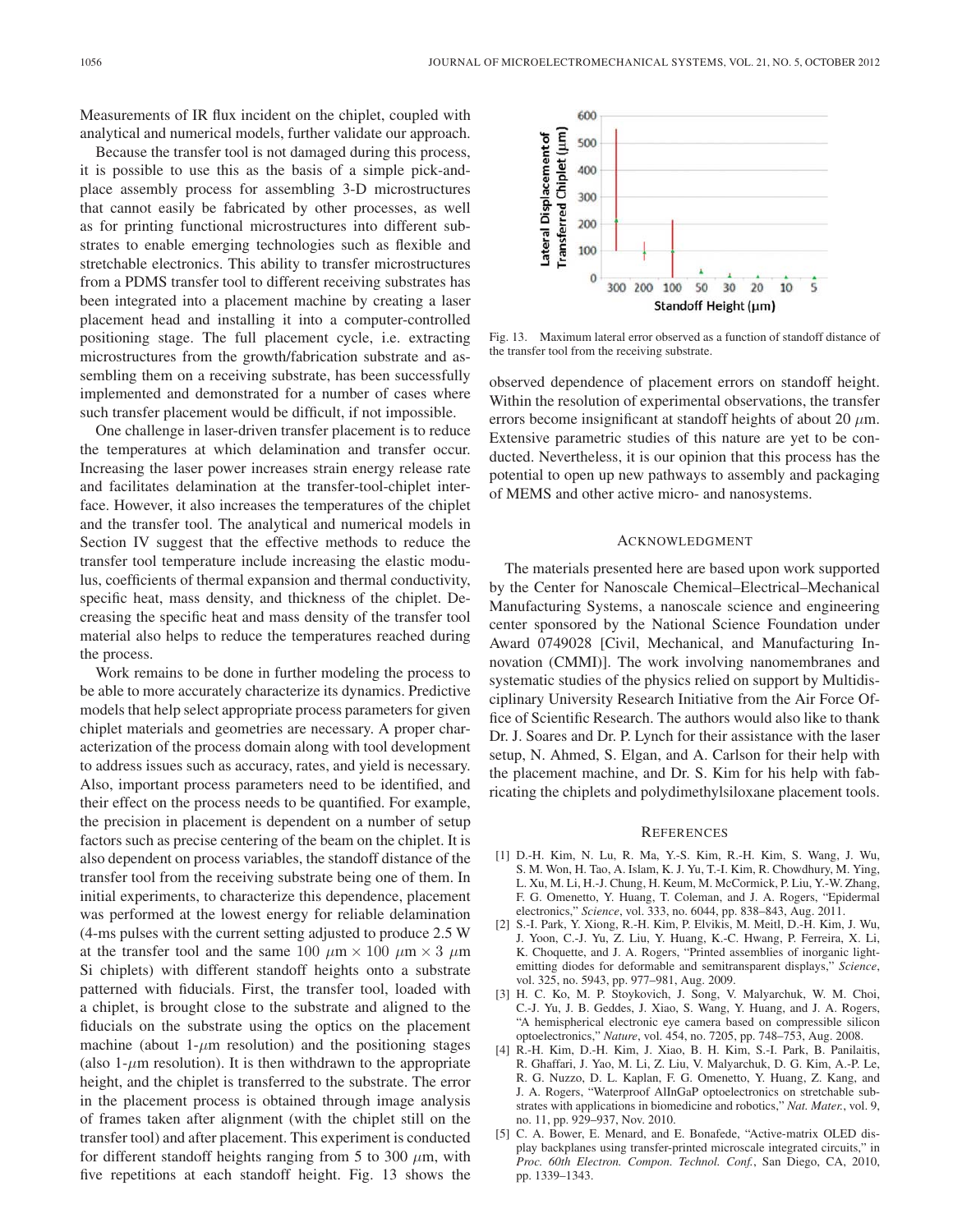Measurements of IR flux incident on the chiplet, coupled with analytical and numerical models, further validate our approach.

Because the transfer tool is not damaged during this process, it is possible to use this as the basis of a simple pick-and-place assembly process for assembling 3-D microstructures that cannot easily be fabricated by other processes, as well as for printing functional microstructures into different substrates to enable emerging technologies such as flexible and stretchable electronics. This ability to transfer microstructures from a PDMS transfer tool to different receiving substrates has been integrated into a placement machine by creating a laser placement head and installing it into a computer-controlled positioning stage. The full placement cycle, i.e. extracting microstructures from the growth/fabrication substrate and assembling them on a receiving substrate, has been successfully implemented and demonstrated for a number of cases where such transfer placement would be difficult, if not impossible.

One challenge in laser-driven transfer placement is to reduce the temperatures at which delamination and transfer occur. Increasing the laser power increases strain energy release rate and facilitates delamination at the transfer-tool-chiplet interface. However, it also increases the temperatures of the chiplet and the transfer tool. The analytical and numerical models in Section IV suggest that the effective methods to reduce the transfer tool temperature include increasing the elastic modulus, coefficients of thermal expansion and thermal conductivity, specific heat, mass density, and thickness of the chiplet. Decreasing the specific heat and mass density of the transfer tool material also helps to reduce the temperatures reached during the process.

Work remains to be done in further modeling the process to be able to more accurately characterize its dynamics. Predictive models that help select appropriate process parameters for given chiplet materials and geometries are necessary. A proper characterization of the process domain along with tool development to address issues such as accuracy, rates, and yield is necessary. Also, important process parameters need to be identified, and their effect on the process needs to be quantified. For example, the precision in placement is dependent on a number of setup factors such as precise centering of the beam on the chiplet. It is also dependent on process variables, the standoff distance of the transfer tool from the receiving substrate being one of them. In initial experiments, to characterize this dependence, placement was performed at the lowest energy for reliable delamination (4-ms pulses with the current setting adjusted to produce 2.5 W at the transfer tool and the same $100\ \mu\text{m} \times 100\ \mu\text{m} \times 3\ \mu\text{m}$ Si chiplets) with different standoff heights onto a substrate patterned with fiducials. First, the transfer tool, loaded with a chiplet, is brought close to the substrate and aligned to the fiducials on the substrate using the optics on the placement machine (about 1-$\mu$m resolution) and the positioning stages (also 1-$\mu$m resolution). It is then withdrawn to the appropriate height, and the chiplet is transferred to the substrate. The error in the placement process is obtained through image analysis of frames taken after alignment (with the chiplet still on the transfer tool) and after placement. This experiment is conducted for different standoff heights ranging from 5 to 300 $\mu$m, with five repetitions at each standoff height. Fig. 13 shows the observed dependence of placement errors on standoff height. Within the resolution of experimental observations, the transfer errors become insignificant at standoff heights of about 20 $\mu$m. Extensive parametric studies of this nature are yet to be conducted. Nevertheless, it is our opinion that this process has the potential to open up new pathways to assembly and packaging of MEMS and other active micro- and nanosystems.

Fig. 13. Maximum lateral error observed as a function of standoff distance of the transfer tool from the receiving substrate.

## Acknowledgment

The materials presented here are based upon work supported by the Center for Nanoscale Chemical–Electrical–Mechanical Manufacturing Systems, a nanoscale science and engineering center sponsored by the National Science Foundation under Award 0749028 [Civil, Mechanical, and Manufacturing Innovation (CMMI)]. The work involving nanomembranes and systematic studies of the physics relied on support by Multidisciplinary University Research Initiative from the Air Force Office of Scientific Research. The authors would also like to thank Dr. J. Soares and Dr. P. Lynch for their assistance with the laser setup, N. Ahmed, S. Elgan, and A. Carlson for their help with the placement machine, and Dr. S. Kim for his help with fabricating the chiplets and polydimethylsiloxane placement tools.

## References

[1] D.-H. Kim, N. Lu, R. Ma, Y.-S. Kim, R.-H. Kim, S. Wang, J. Wu, S. M. Won, H. Tao, A. Islam, K. J. Yu, T.-I. Kim, R. Chowdhury, M. Ying, L. Xu, M. Li, H.-J. Chung, H. Keum, M. McCormick, P. Liu, Y.-W. Zhang, F. G. Omenetto, Y. Huang, T. Coleman, and J. A. Rogers, "Epidermal electronics," *Science*, vol. 333, no. 6044, pp. 838–843, Aug. 2011.

[2] S.-I. Park, Y. Xiong, R.-H. Kim, P. Elvikis, M. Meitl, D.-H. Kim, J. Wu, J. Yoon, C.-J. Yu, Z. Liu, Y. Huang, K.-C. Hwang, P. Ferreira, X. Li, K. Choquette, and J. A. Rogers, "Printed assemblies of inorganic light-emitting diodes for deformable and semitransparent displays," *Science*, vol. 325, no. 5943, pp. 977–981, Aug. 2009.

[3] H. C. Ko, M. P. Stoykovich, J. Song, V. Malyarchuk, W. M. Choi, C.-J. Yu, J. B. Geddes, J. Xiao, S. Wang, Y. Huang, and J. A. Rogers, "A hemispherical electronic eye camera based on compressible silicon optoelectronics," *Nature*, vol. 454, no. 7205, pp. 748–753, Aug. 2008.

[4] R.-H. Kim, D.-H. Kim, J. Xiao, B. H. Kim, S.-I. Park, B. Panilaitis, R. Ghaffari, J. Yao, M. Li, Z. Liu, V. Malyarchuk, D. G. Kim, A.-P. Le, R. G. Nuzzo, D. L. Kaplan, F. G. Omenetto, Y. Huang, Z. Kang, and J. A. Rogers, "Waterproof AlInGaP optoelectronics on stretchable substrates with applications in biomedicine and robotics," *Nat. Mater.*, vol. 9, no. 11, pp. 929–937, Nov. 2010.

[5] C. A. Bower, E. Menard, and E. Bonafede, "Active-matrix OLED display backplanes using transfer-printed microscale integrated circuits," in *Proc. 60th Electron. Compon. Technol. Conf.*, San Diego, CA, 2010, pp. 1339–1343.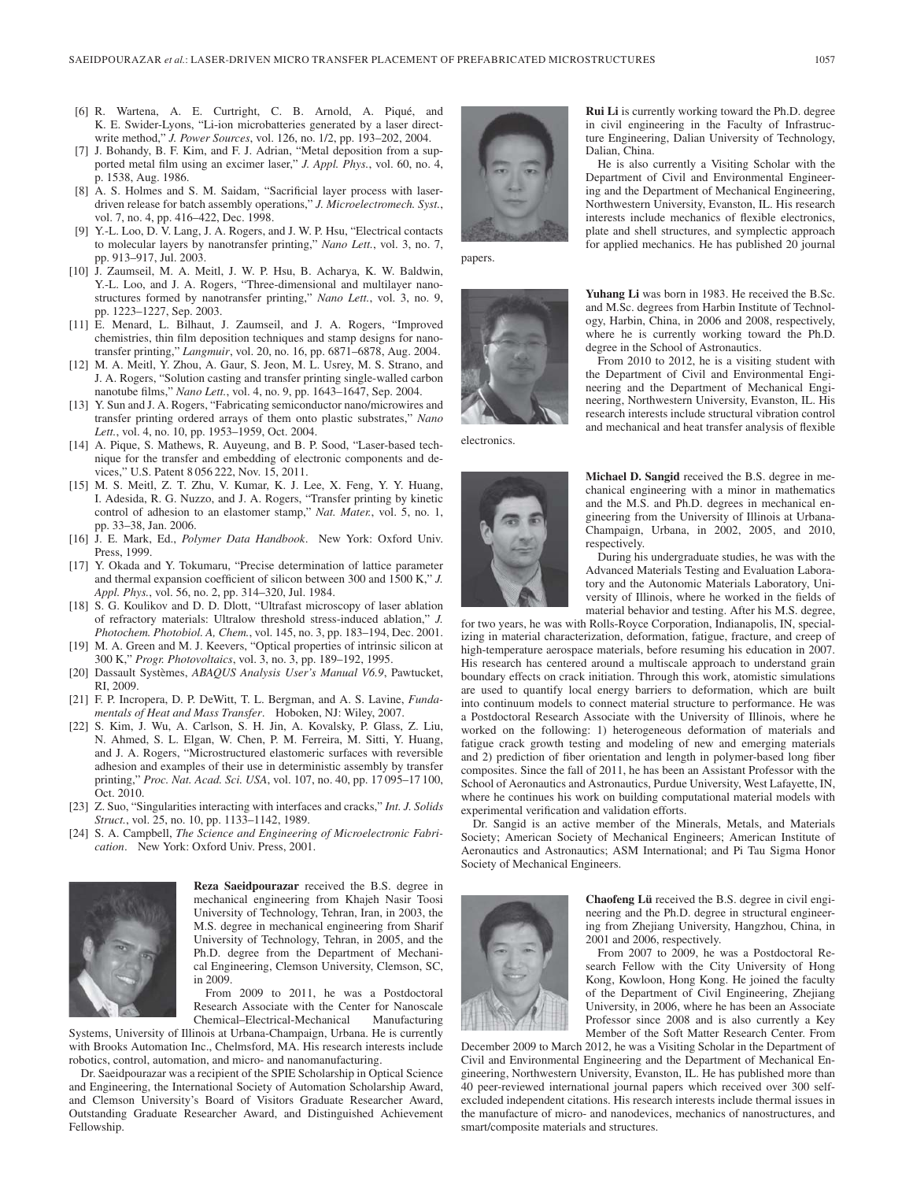[6] R. Wartena, A. E. Curtright, C. B. Arnold, A. Piqué, and K. E. Swider-Lyons, "Li-ion microbatteries generated by a laser direct-write method," *J. Power Sources*, vol. 126, no. 1/2, pp. 193–202, 2004.

[7] J. Bohandy, B. F. Kim, and F. J. Adrian, "Metal deposition from a supported metal film using an excimer laser," *J. Appl. Phys.*, vol. 60, no. 4, p. 1538, Aug. 1986.

[8] A. S. Holmes and S. M. Saidam, "Sacrificial layer process with laser-driven release for batch assembly operations," *J. Microelectromech. Syst.*, vol. 7, no. 4, pp. 416–422, Dec. 1998.

[9] Y.-L. Loo, D. V. Lang, J. A. Rogers, and J. W. P. Hsu, "Electrical contacts to molecular layers by nanotransfer printing," *Nano Lett.*, vol. 3, no. 7, pp. 913–917, Jul. 2003.

[10] J. Zaumseil, M. A. Meitl, J. W. P. Hsu, B. Acharya, K. W. Baldwin, Y.-L. Loo, and J. A. Rogers, "Three-dimensional and multilayer nanostructures formed by nanotransfer printing," *Nano Lett.*, vol. 3, no. 9, pp. 1223–1227, Sep. 2003.

[11] E. Menard, L. Bilhaut, J. Zaumseil, and J. A. Rogers, "Improved chemistries, thin film deposition techniques and stamp designs for nanotransfer printing," *Langmuir*, vol. 20, no. 16, pp. 6871–6878, Aug. 2004.

[12] M. A. Meitl, Y. Zhou, A. Gaur, S. Jeon, M. L. Usrey, M. S. Strano, and J. A. Rogers, "Solution casting and transfer printing single-walled carbon nanotube films," *Nano Lett.*, vol. 4, no. 9, pp. 1643–1647, Sep. 2004.

[13] Y. Sun and J. A. Rogers, "Fabricating semiconductor nano/microwires and transfer printing ordered arrays of them onto plastic substrates," *Nano Lett.*, vol. 4, no. 10, pp. 1953–1959, Oct. 2004.

[14] A. Pique, S. Mathews, R. Auyeung, and B. P. Sood, "Laser-based technique for the transfer and embedding of electronic components and devices," U.S. Patent 8 056 222, Nov. 15, 2011.

[15] M. S. Meitl, Z. T. Zhu, V. Kumar, K. J. Lee, X. Feng, Y. Y. Huang, I. Adesida, R. G. Nuzzo, and J. A. Rogers, "Transfer printing by kinetic control of adhesion to an elastomer stamp," *Nat. Mater.*, vol. 5, no. 1, pp. 33–38, Jan. 2006.

[16] J. E. Mark, Ed., *Polymer Data Handbook*. New York: Oxford Univ. Press, 1999.

[17] Y. Okada and Y. Tokumaru, "Precise determination of lattice parameter and thermal expansion coefficient of silicon between 300 and 1500 K," *J. Appl. Phys.*, vol. 56, no. 2, pp. 314–320, Jul. 1984.

[18] S. G. Koulikov and D. D. Dlott, "Ultrafast microscopy of laser ablation of refractory materials: Ultralow threshold stress-induced ablation," *J. Photochem. Photobiol. A, Chem.*, vol. 145, no. 3, pp. 183–194, Dec. 2001.

[19] M. A. Green and M. J. Keevers, "Optical properties of intrinsic silicon at 300 K," *Progr. Photovoltaics*, vol. 3, no. 3, pp. 189–192, 1995.

[20] Dassault Systèmes, *ABAQUS Analysis User's Manual V6.9*, Pawtucket, RI, 2009.

[21] F. P. Incropera, D. P. DeWitt, T. L. Bergman, and A. S. Lavine, *Fundamentals of Heat and Mass Transfer*. Hoboken, NJ: Wiley, 2007.

[22] S. Kim, J. Wu, A. Carlson, S. H. Jin, A. Kovalsky, P. Glass, Z. Liu, N. Ahmed, S. L. Elgan, W. Chen, P. M. Ferreira, M. Sitti, Y. Huang, and J. A. Rogers, "Microstructured elastomeric surfaces with reversible adhesion and examples of their use in deterministic assembly by transfer printing," *Proc. Nat. Acad. Sci. USA*, vol. 107, no. 40, pp. 17 095–17 100, Oct. 2010.

[23] Z. Suo, "Singularities interacting with interfaces and cracks," *Int. J. Solids Struct.*, vol. 25, no. 10, pp. 1133–1142, 1989.

[24] S. A. Campbell, *The Science and Engineering of Microelectronic Fabrication*. New York: Oxford Univ. Press, 2001.

**Reza Saeidpourazar** received the B.S. degree in mechanical engineering from Khajeh Nasir Toosi University of Technology, Tehran, Iran, in 2003, the M.S. degree in mechanical engineering from Sharif University of Technology, Tehran, in 2005, and the Ph.D. degree from the Department of Mechanical Engineering, Clemson University, Clemson, SC, in 2009.

From 2009 to 2011, he was a Postdoctoral Research Associate with the Center for Nanoscale Chemical–Electrical-Mechanical Manufacturing Systems, University of Illinois at Urbana-Champaign, Urbana. He is currently with Brooks Automation Inc., Chelmsford, MA. His research interests include robotics, control, automation, and micro- and nanomanufacturing.

Dr. Saeidpourazar was a recipient of the SPIE Scholarship in Optical Science and Engineering, the International Society of Automation Scholarship Award, and Clemson University's Board of Visitors Graduate Researcher Award, Outstanding Graduate Researcher Award, and Distinguished Achievement Fellowship.

**Rui Li** is currently working toward the Ph.D. degree in civil engineering in the Faculty of Infrastructure Engineering, Dalian University of Technology, Dalian, China.

He is also currently a Visiting Scholar with the Department of Civil and Environmental Engineering and the Department of Mechanical Engineering, Northwestern University, Evanston, IL. His research interests include mechanics of flexible electronics, plate and shell structures, and symplectic approach for applied mechanics. He has published 20 journal papers.

**Yuhang Li** was born in 1983. He received the B.Sc. and M.Sc. degrees from Harbin Institute of Technology, Harbin, China, in 2006 and 2008, respectively, where he is currently working toward the Ph.D. degree in the School of Astronautics.

From 2010 to 2012, he is a visiting student with the Department of Civil and Environmental Engineering and the Department of Mechanical Engineering, Northwestern University, Evanston, IL. His research interests include structural vibration control and mechanical and heat transfer analysis of flexible electronics.

**Michael D. Sangid** received the B.S. degree in mechanical engineering with a minor in mathematics and the M.S. and Ph.D. degrees in mechanical engineering from the University of Illinois at Urbana-Champaign, Urbana, in 2002, 2005, and 2010, respectively.

During his undergraduate studies, he was with the Advanced Materials Testing and Evaluation Laboratory and the Autonomic Materials Laboratory, University of Illinois, where he worked in the fields of material behavior and testing. After his M.S. degree, for two years, he was with Rolls-Royce Corporation, Indianapolis, IN, specializing in material characterization, deformation, fatigue, fracture, and creep of high-temperature aerospace materials, before resuming his education in 2007. His research has centered around a multiscale approach to understand grain boundary effects on crack initiation. Through this work, atomistic simulations are used to quantify local energy barriers to deformation, which are built into continuum models to connect material structure to performance. He was a Postdoctoral Research Associate with the University of Illinois, where he worked on the following: 1) heterogeneous deformation of materials and fatigue crack growth testing and modeling of new and emerging materials and 2) prediction of fiber orientation and length in polymer-based long fiber composites. Since the fall of 2011, he has been an Assistant Professor with the School of Aeronautics and Astronautics, Purdue University, West Lafayette, IN, where he continues his work on building computational material models with experimental verification and validation efforts.

Dr. Sangid is an active member of the Minerals, Metals, and Materials Society; American Society of Mechanical Engineers; American Institute of Aeronautics and Astronautics; ASM International; and Pi Tau Sigma Honor Society of Mechanical Engineers.

**Chaofeng Lü** received the B.S. degree in civil engineering and the Ph.D. degree in structural engineering from Zhejiang University, Hangzhou, China, in 2001 and 2006, respectively.

From 2007 to 2009, he was a Postdoctoral Research Fellow with the City University of Hong Kong, Kowloon, Hong Kong. He joined the faculty of the Department of Civil Engineering, Zhejiang University, in 2006, where he has been an Associate Professor since 2008 and is also currently a Key Member of the Soft Matter Research Center. From December 2009 to March 2012, he was a Visiting Scholar in the Department of Civil and Environmental Engineering and the Department of Mechanical Engineering, Northwestern University, Evanston, IL. He has published more than 40 peer-reviewed international journal papers which received over 300 self-excluded independent citations. His research interests include thermal issues in the manufacture of micro- and nanodevices, mechanics of nanostructures, and smart/composite materials and structures.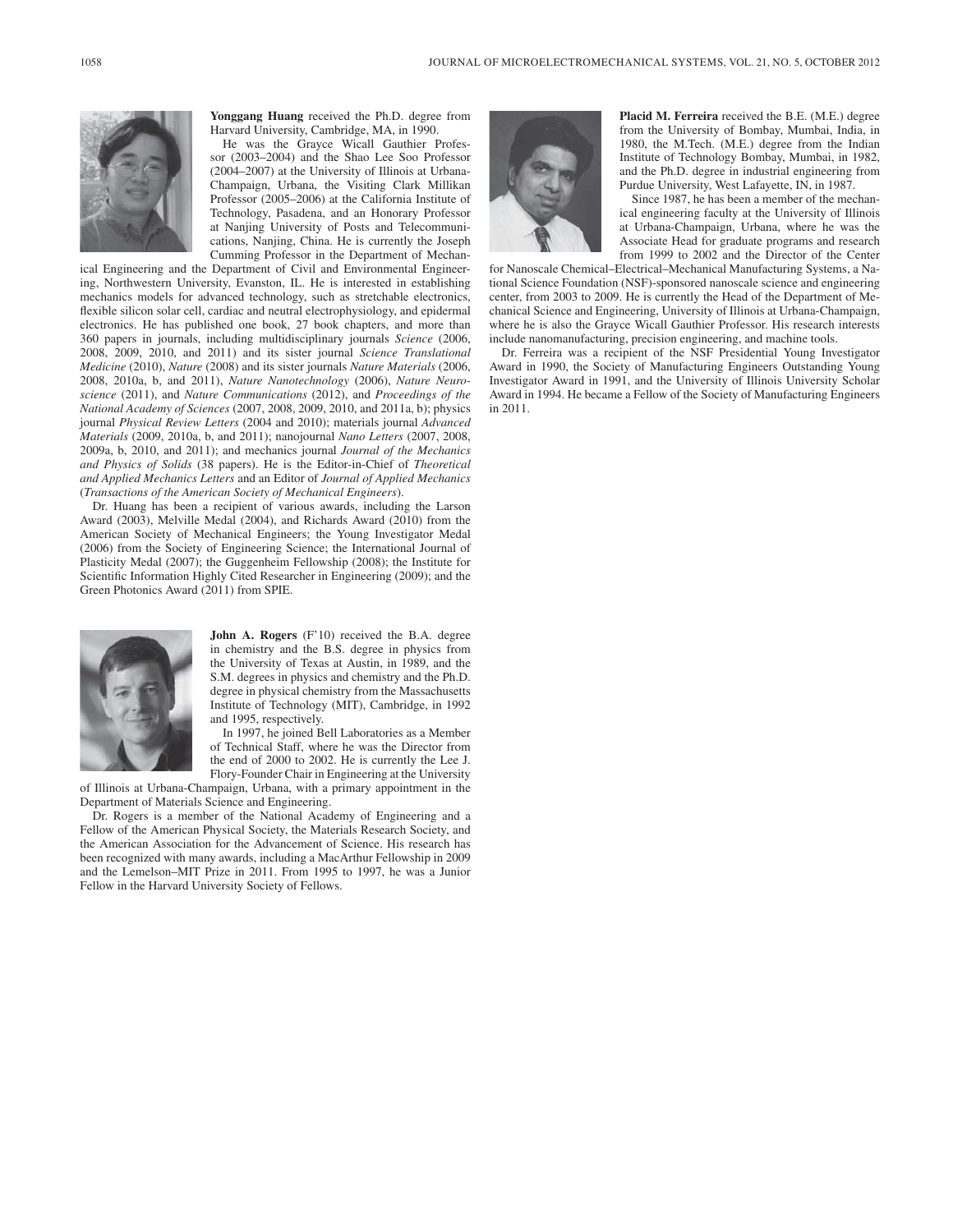**Yonggang Huang** received the Ph.D. degree from Harvard University, Cambridge, MA, in 1990.

He was the Grayce Wicall Gauthier Professor (2003–2004) and the Shao Lee Soo Professor (2004–2007) at the University of Illinois at Urbana-Champaign, Urbana, the Visiting Clark Millikan Professor (2005–2006) at the California Institute of Technology, Pasadena, and an Honorary Professor at Nanjing University of Posts and Telecommunications, Nanjing, China. He is currently the Joseph Cumming Professor in the Department of Mechanical Engineering and the Department of Civil and Environmental Engineering, Northwestern University, Evanston, IL. He is interested in establishing mechanics models for advanced technology, such as stretchable electronics, flexible silicon solar cell, cardiac and neutral electrophysiology, and epidermal electronics. He has published one book, 27 book chapters, and more than 360 papers in journals, including multidisciplinary journals *Science* (2006, 2008, 2009, 2010, and 2011) and its sister journal *Science Translational Medicine* (2010), *Nature* (2008) and its sister journals *Nature Materials* (2006, 2008, 2010a, b, and 2011), *Nature Nanotechnology* (2006), *Nature Neuroscience* (2011), and *Nature Communications* (2012), and *Proceedings of the National Academy of Sciences* (2007, 2008, 2009, 2010, and 2011a, b); physics journal *Physical Review Letters* (2004 and 2010); materials journal *Advanced Materials* (2009, 2010a, b, and 2011); nanojournal *Nano Letters* (2007, 2008, 2009a, b, 2010, and 2011); and mechanics journal *Journal of the Mechanics and Physics of Solids* (38 papers). He is the Editor-in-Chief of *Theoretical and Applied Mechanics Letters* and an Editor of *Journal of Applied Mechanics* (*Transactions of the American Society of Mechanical Engineers*).

Dr. Huang has been a recipient of various awards, including the Larson Award (2003), Melville Medal (2004), and Richards Award (2010) from the American Society of Mechanical Engineers; the Young Investigator Medal (2006) from the Society of Engineering Science; the International Journal of Plasticity Medal (2007); the Guggenheim Fellowship (2008); the Institute for Scientific Information Highly Cited Researcher in Engineering (2009); and the Green Photonics Award (2011) from SPIE.

**John A. Rogers** (F'10) received the B.A. degree in chemistry and the B.S. degree in physics from the University of Texas at Austin, in 1989, and the S.M. degrees in physics and chemistry and the Ph.D. degree in physical chemistry from the Massachusetts Institute of Technology (MIT), Cambridge, in 1992 and 1995, respectively.

In 1997, he joined Bell Laboratories as a Member of Technical Staff, where he was the Director from the end of 2000 to 2002. He is currently the Lee J. Flory-Founder Chair in Engineering at the University of Illinois at Urbana-Champaign, Urbana, with a primary appointment in the Department of Materials Science and Engineering.

Dr. Rogers is a member of the National Academy of Engineering and a Fellow of the American Physical Society, the Materials Research Society, and the American Association for the Advancement of Science. His research has been recognized with many awards, including a MacArthur Fellowship in 2009 and the Lemelson–MIT Prize in 2011. From 1995 to 1997, he was a Junior Fellow in the Harvard University Society of Fellows.

**Placid M. Ferreira** received the B.E. (M.E.) degree from the University of Bombay, Mumbai, India, in 1980, the M.Tech. (M.E.) degree from the Indian Institute of Technology Bombay, Mumbai, in 1982, and the Ph.D. degree in industrial engineering from Purdue University, West Lafayette, IN, in 1987.

Since 1987, he has been a member of the mechanical engineering faculty at the University of Illinois at Urbana-Champaign, Urbana, where he was the Associate Head for graduate programs and research from 1999 to 2002 and the Director of the Center for Nanoscale Chemical–Electrical–Mechanical Manufacturing Systems, a National Science Foundation (NSF)-sponsored nanoscale science and engineering center, from 2003 to 2009. He is currently the Head of the Department of Mechanical Science and Engineering, University of Illinois at Urbana-Champaign, where he is also the Grayce Wicall Gauthier Professor. His research interests include nanomanufacturing, precision engineering, and machine tools.

Dr. Ferreira was a recipient of the NSF Presidential Young Investigator Award in 1990, the Society of Manufacturing Engineers Outstanding Young Investigator Award in 1991, and the University of Illinois University Scholar Award in 1994. He became a Fellow of the Society of Manufacturing Engineers in 2011.